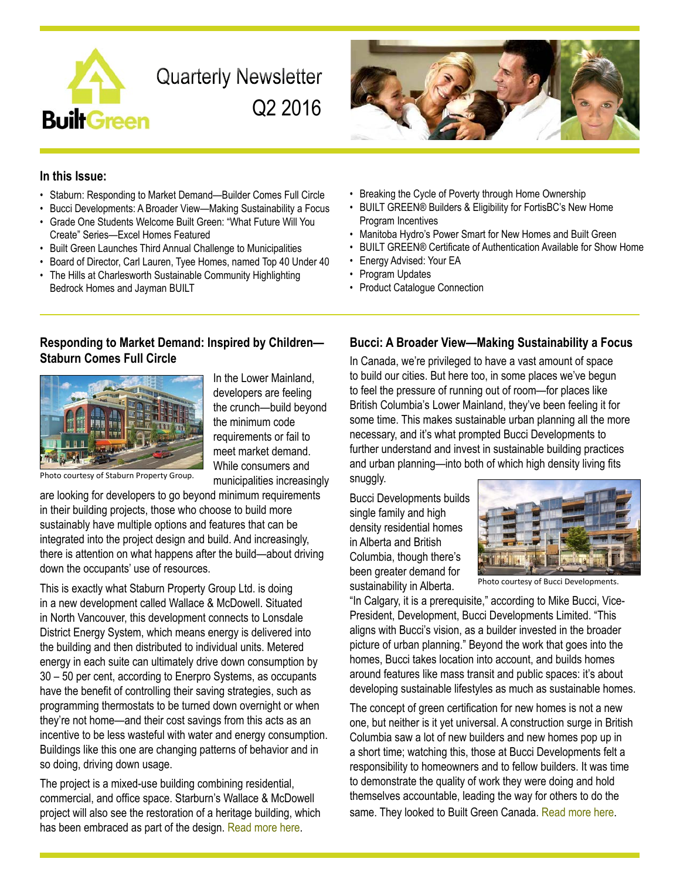# Quarterly Newsletter Q2 2016

BuiltGreen

## In this Issue:

- Staburn: Responding to Market Demand—Builder Comes Full Circle
- Bucci Developments: A Broader View—Making Sustainability a Focus
- Grade One Students Welcome Built Green: "What Future Will You Create" Series—Excel Homes Featured
- Built Green Launches Third Annual Challenge to Municipalities
- Board of Director, Carl Lauren, Tyee Homes, named Top 40 Under 40
- The Hills at Charlesworth Sustainable Community Highlighting Bedrock Homes and Jayman BUILT
- Breaking the Cycle of Poverty through Home Ownership
- BUILT GREEN® Builders & Eligibility for FortisBC's New Home Program Incentives
- Manitoba Hydro's Power Smart for New Homes and Built Green
- BUILT GREEN® Certificate of Authentication Available for Show Home
- Energy Advised: Your EA
- Program Updates
- Product Catalogue Connection

## Responding to Market Demand: Inspired by Children—Staburn Comes Full Circle

Photo courtesy of Staburn Property Group.

In the Lower Mainland, developers are feeling the crunch—build beyond the minimum code requirements or fail to meet market demand. While consumers and municipalities increasingly are looking for developers to go beyond minimum requirements in their building projects, those who choose to build more sustainably have multiple options and features that can be integrated into the project design and build. And increasingly, there is attention on what happens after the build—about driving down the occupants' use of resources.

This is exactly what Staburn Property Group Ltd. is doing in a new development called Wallace & McDowell. Situated in North Vancouver, this development connects to Lonsdale District Energy System, which means energy is delivered into the building and then distributed to individual units. Metered energy in each suite can ultimately drive down consumption by 30 – 50 per cent, according to Enerpro Systems, as occupants have the benefit of controlling their saving strategies, such as programming thermostats to be turned down overnight or when they're not home—and their cost savings from this acts as an incentive to be less wasteful with water and energy consumption. Buildings like this one are changing patterns of behavior and in so doing, driving down usage.

The project is a mixed-use building combining residential, commercial, and office space. Starburn's Wallace & McDowell project will also see the restoration of a heritage building, which has been embraced as part of the design. Read more here.

## Bucci: A Broader View—Making Sustainability a Focus

In Canada, we're privileged to have a vast amount of space to build our cities. But here too, in some places we've begun to feel the pressure of running out of room—for places like British Columbia's Lower Mainland, they've been feeling it for some time. This makes sustainable urban planning all the more necessary, and it's what prompted Bucci Developments to further understand and invest in sustainable building practices and urban planning—into both of which high density living fits snuggly.

Bucci Developments builds single family and high density residential homes in Alberta and British Columbia, though there's been greater demand for sustainability in Alberta.

Photo courtesy of Bucci Developments.

"In Calgary, it is a prerequisite," according to Mike Bucci, Vice-President, Development, Bucci Developments Limited. "This aligns with Bucci's vision, as a builder invested in the broader picture of urban planning." Beyond the work that goes into the homes, Bucci takes location into account, and builds homes around features like mass transit and public spaces: it's about developing sustainable lifestyles as much as sustainable homes.

The concept of green certification for new homes is not a new one, but neither is it yet universal. A construction surge in British Columbia saw a lot of new builders and new homes pop up in a short time; watching this, those at Bucci Developments felt a responsibility to homeowners and to fellow builders. It was time to demonstrate the quality of work they were doing and hold themselves accountable, leading the way for others to do the same. They looked to Built Green Canada. Read more here.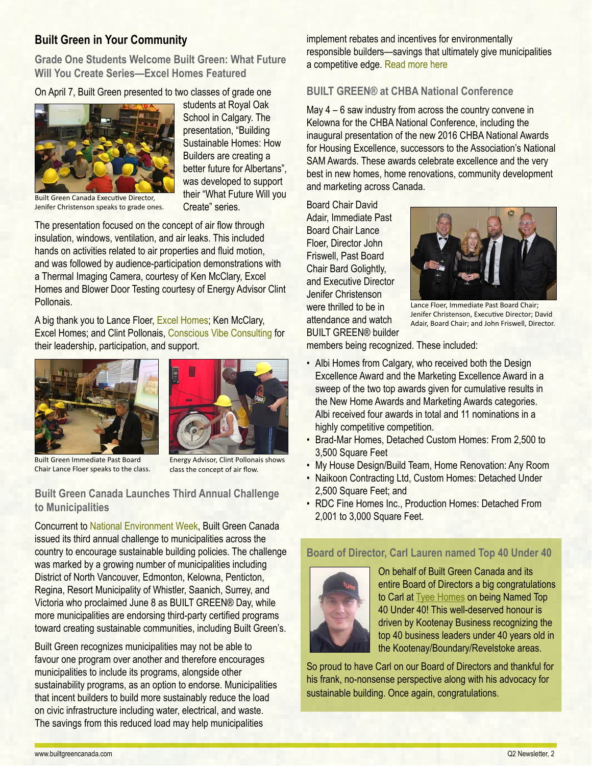## Built Green in Your Community

### Grade One Students Welcome Built Green: What Future Will You Create Series—Excel Homes Featured

On April 7, Built Green presented to two classes of grade one students at Royal Oak School in Calgary. The presentation, "Building Sustainable Homes: How Builders are creating a better future for Albertans", was developed to support their "What Future Will you Create" series.

Built Green Canada Executive Director, Jenifer Christenson speaks to grade ones.

The presentation focused on the concept of air flow through insulation, windows, ventilation, and air leaks. This included hands on activities related to air properties and fluid motion, and was followed by audience-participation demonstrations with a Thermal Imaging Camera, courtesy of Ken McClary, Excel Homes and Blower Door Testing courtesy of Energy Advisor Clint Pollonais.

A big thank you to Lance Floer, Excel Homes; Ken McClary, Excel Homes; and Clint Pollonais, Conscious Vibe Consulting for their leadership, participation, and support.

Built Green Immediate Past Board Chair Lance Floer speaks to the class.

Energy Advisor, Clint Pollonais shows class the concept of air flow.

### Built Green Canada Launches Third Annual Challenge to Municipalities

Concurrent to National Environment Week, Built Green Canada issued its third annual challenge to municipalities across the country to encourage sustainable building policies. The challenge was marked by a growing number of municipalities including District of North Vancouver, Edmonton, Kelowna, Penticton, Regina, Resort Municipality of Whistler, Saanich, Surrey, and Victoria who proclaimed June 8 as BUILT GREEN® Day, while more municipalities are endorsing third-party certified programs toward creating sustainable communities, including Built Green's.

Built Green recognizes municipalities may not be able to favour one program over another and therefore encourages municipalities to include its programs, alongside other sustainability programs, as an option to endorse. Municipalities that incent builders to build more sustainably reduce the load on civic infrastructure including water, electrical, and waste. The savings from this reduced load may help municipalities implement rebates and incentives for environmentally responsible builders—savings that ultimately give municipalities a competitive edge. Read more here

### BUILT GREEN® at CHBA National Conference

May 4 – 6 saw industry from across the country convene in Kelowna for the CHBA National Conference, including the inaugural presentation of the new 2016 CHBA National Awards for Housing Excellence, successors to the Association's National SAM Awards. These awards celebrate excellence and the very best in new homes, home renovations, community development and marketing across Canada.

Board Chair David Adair, Immediate Past Board Chair Lance Floer, Director John Friswell, Past Board Chair Bard Golightly, and Executive Director Jenifer Christenson were thrilled to be in attendance and watch BUILT GREEN® builder members being recognized. These included:

Lance Floer, Immediate Past Board Chair; Jenifer Christenson, Executive Director; David Adair, Board Chair; and John Friswell, Director.

- Albi Homes from Calgary, who received both the Design Excellence Award and the Marketing Excellence Award in a sweep of the two top awards given for cumulative results in the New Home Awards and Marketing Awards categories. Albi received four awards in total and 11 nominations in a highly competitive competition.
- Brad-Mar Homes, Detached Custom Homes: From 2,500 to 3,500 Square Feet
- My House Design/Build Team, Home Renovation: Any Room
- Naikoon Contracting Ltd, Custom Homes: Detached Under 2,500 Square Feet; and
- RDC Fine Homes Inc., Production Homes: Detached From 2,001 to 3,000 Square Feet.

### Board of Director, Carl Lauren named Top 40 Under 40

On behalf of Built Green Canada and its entire Board of Directors a big congratulations to Carl at Tyee Homes on being Named Top 40 Under 40! This well-deserved honour is driven by Kootenay Business recognizing the top 40 business leaders under 40 years old in the Kootenay/Boundary/Revelstoke areas.

So proud to have Carl on our Board of Directors and thankful for his frank, no-nonsense perspective along with his advocacy for sustainable building. Once again, congratulations.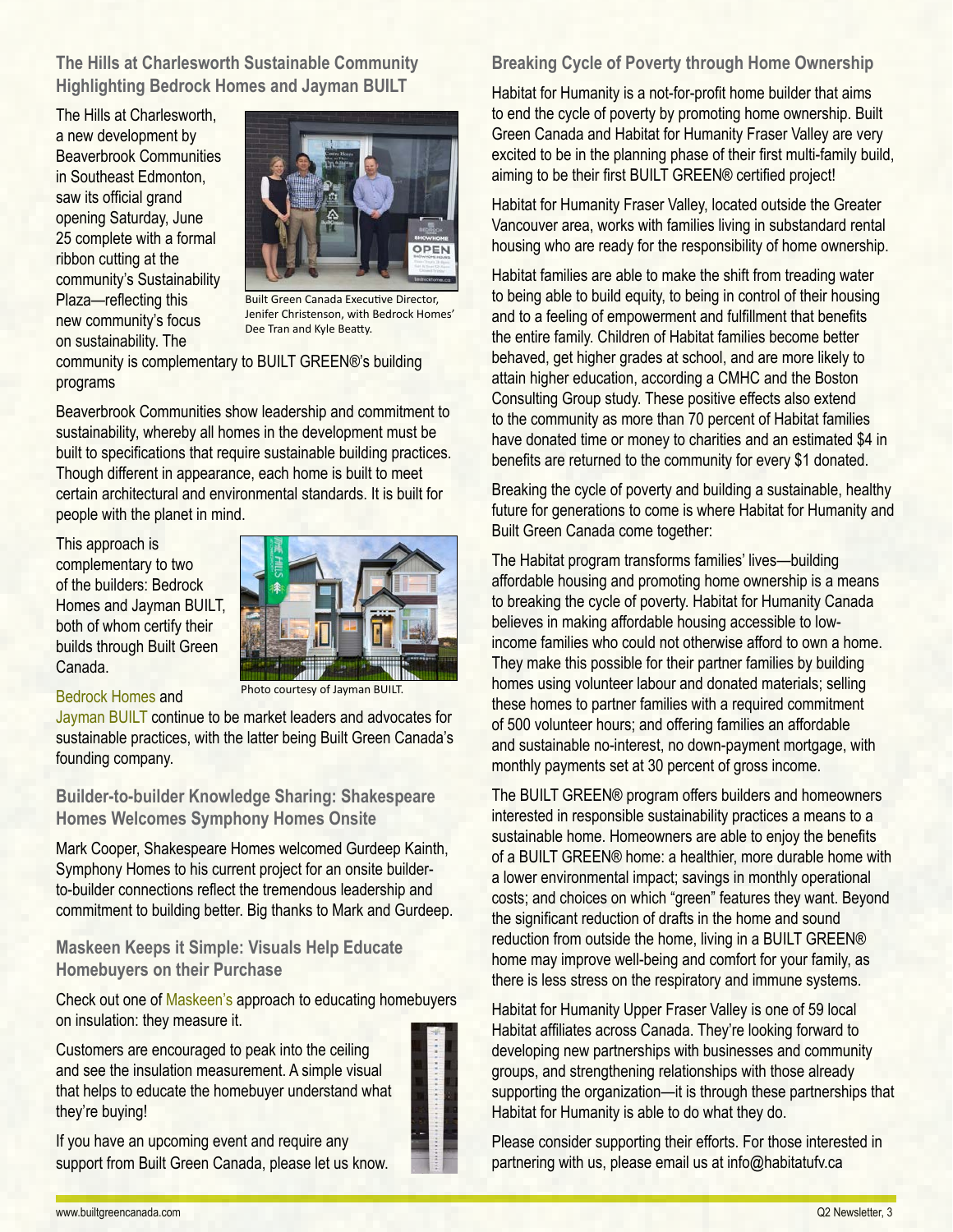## The Hills at Charlesworth Sustainable Community Highlighting Bedrock Homes and Jayman BUILT

The Hills at Charlesworth, a new development by Beaverbrook Communities in Southeast Edmonton, saw its official grand opening Saturday, June 25 complete with a formal ribbon cutting at the community's Sustainability Plaza—reflecting this new community's focus on sustainability. The community is complementary to BUILT GREEN®'s building programs

Built Green Canada Executive Director, Jenifer Christenson, with Bedrock Homes' Dee Tran and Kyle Beatty.

Beaverbrook Communities show leadership and commitment to sustainability, whereby all homes in the development must be built to specifications that require sustainable building practices. Though different in appearance, each home is built to meet certain architectural and environmental standards. It is built for people with the planet in mind.

This approach is complementary to two of the builders: Bedrock Homes and Jayman BUILT, both of whom certify their builds through Built Green Canada.

Photo courtesy of Jayman BUILT.

Bedrock Homes and Jayman BUILT continue to be market leaders and advocates for sustainable practices, with the latter being Built Green Canada's founding company.

## Builder-to-builder Knowledge Sharing: Shakespeare Homes Welcomes Symphony Homes Onsite

Mark Cooper, Shakespeare Homes welcomed Gurdeep Kainth, Symphony Homes to his current project for an onsite builder-to-builder connections reflect the tremendous leadership and commitment to building better. Big thanks to Mark and Gurdeep.

## Maskeen Keeps it Simple: Visuals Help Educate Homebuyers on their Purchase

Check out one of Maskeen's approach to educating homebuyers on insulation: they measure it.

Customers are encouraged to peak into the ceiling and see the insulation measurement. A simple visual that helps to educate the homebuyer understand what they're buying!

If you have an upcoming event and require any support from Built Green Canada, please let us know.

## Breaking Cycle of Poverty through Home Ownership

Habitat for Humanity is a not-for-profit home builder that aims to end the cycle of poverty by promoting home ownership. Built Green Canada and Habitat for Humanity Fraser Valley are very excited to be in the planning phase of their first multi-family build, aiming to be their first BUILT GREEN® certified project!

Habitat for Humanity Fraser Valley, located outside the Greater Vancouver area, works with families living in substandard rental housing who are ready for the responsibility of home ownership.

Habitat families are able to make the shift from treading water to being able to build equity, to being in control of their housing and to a feeling of empowerment and fulfillment that benefits the entire family. Children of Habitat families become better behaved, get higher grades at school, and are more likely to attain higher education, according a CMHC and the Boston Consulting Group study. These positive effects also extend to the community as more than 70 percent of Habitat families have donated time or money to charities and an estimated $4 in benefits are returned to the community for every $1 donated.

Breaking the cycle of poverty and building a sustainable, healthy future for generations to come is where Habitat for Humanity and Built Green Canada come together:

The Habitat program transforms families' lives—building affordable housing and promoting home ownership is a means to breaking the cycle of poverty. Habitat for Humanity Canada believes in making affordable housing accessible to low-income families who could not otherwise afford to own a home. They make this possible for their partner families by building homes using volunteer labour and donated materials; selling these homes to partner families with a required commitment of 500 volunteer hours; and offering families an affordable and sustainable no-interest, no down-payment mortgage, with monthly payments set at 30 percent of gross income.

The BUILT GREEN® program offers builders and homeowners interested in responsible sustainability practices a means to a sustainable home. Homeowners are able to enjoy the benefits of a BUILT GREEN® home: a healthier, more durable home with a lower environmental impact; savings in monthly operational costs; and choices on which "green" features they want. Beyond the significant reduction of drafts in the home and sound reduction from outside the home, living in a BUILT GREEN® home may improve well-being and comfort for your family, as there is less stress on the respiratory and immune systems.

Habitat for Humanity Upper Fraser Valley is one of 59 local Habitat affiliates across Canada. They're looking forward to developing new partnerships with businesses and community groups, and strengthening relationships with those already supporting the organization—it is through these partnerships that Habitat for Humanity is able to do what they do.

Please consider supporting their efforts. For those interested in partnering with us, please email us at info@habitatufv.ca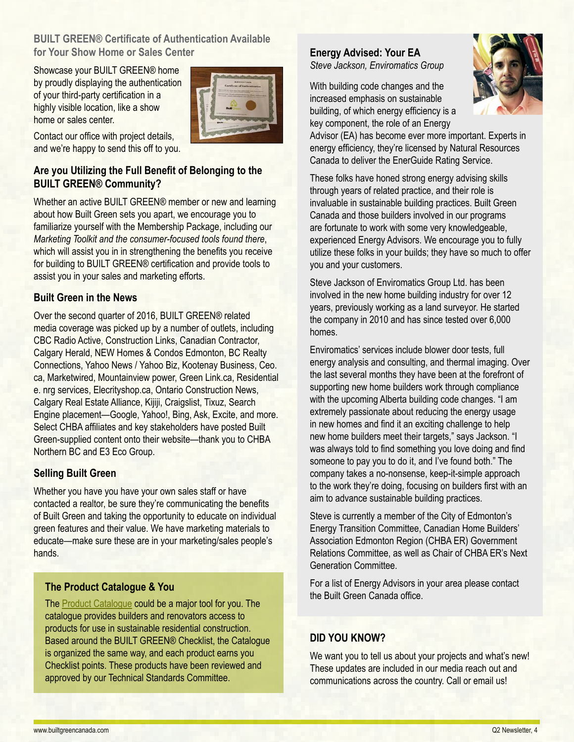## BUILT GREEN® Certificate of Authentication Available for Your Show Home or Sales Center

Showcase your BUILT GREEN® home by proudly displaying the authentication of your third-party certification in a highly visible location, like a show home or sales center.

Contact our office with project details, and we're happy to send this off to you.

## Are you Utilizing the Full Benefit of Belonging to the BUILT GREEN® Community?

Whether an active BUILT GREEN® member or new and learning about how Built Green sets you apart, we encourage you to familiarize yourself with the Membership Package, including our *Marketing Toolkit and the consumer-focused tools found there*, which will assist you in in strengthening the benefits you receive for building to BUILT GREEN® certification and provide tools to assist you in your sales and marketing efforts.

## Built Green in the News

Over the second quarter of 2016, BUILT GREEN® related media coverage was picked up by a number of outlets, including CBC Radio Active, Construction Links, Canadian Contractor, Calgary Herald, NEW Homes & Condos Edmonton, BC Realty Connections, Yahoo News / Yahoo Biz, Kootenay Business, Ceo.ca, Marketwired, Mountainview power, Green Link.ca, Residential e. nrg services, Elecrityshop.ca, Ontario Construction News, Calgary Real Estate Alliance, Kijiji, Craigslist, Tixuz, Search Engine placement—Google, Yahoo!, Bing, Ask, Excite, and more. Select CHBA affiliates and key stakeholders have posted Built Green-supplied content onto their website—thank you to CHBA Northern BC and E3 Eco Group.

## Selling Built Green

Whether you have you have your own sales staff or have contacted a realtor, be sure they're communicating the benefits of Built Green and taking the opportunity to educate on individual green features and their value. We have marketing materials to educate—make sure these are in your marketing/sales people's hands.

### The Product Catalogue & You

The Product Catalogue could be a major tool for you. The catalogue provides builders and renovators access to products for use in sustainable residential construction. Based around the BUILT GREEN® Checklist, the Catalogue is organized the same way, and each product earns you Checklist points. These products have been reviewed and approved by our Technical Standards Committee.

## Energy Advised: Your EA

*Steve Jackson, Enviromatics Group*

With building code changes and the increased emphasis on sustainable building, of which energy efficiency is a key component, the role of an Energy Advisor (EA) has become ever more important. Experts in energy efficiency, they're licensed by Natural Resources Canada to deliver the EnerGuide Rating Service.

These folks have honed strong energy advising skills through years of related practice, and their role is invaluable in sustainable building practices. Built Green Canada and those builders involved in our programs are fortunate to work with some very knowledgeable, experienced Energy Advisors. We encourage you to fully utilize these folks in your builds; they have so much to offer you and your customers.

Steve Jackson of Enviromatics Group Ltd. has been involved in the new home building industry for over 12 years, previously working as a land surveyor. He started the company in 2010 and has since tested over 6,000 homes.

Enviromatics' services include blower door tests, full energy analysis and consulting, and thermal imaging. Over the last several months they have been at the forefront of supporting new home builders work through compliance with the upcoming Alberta building code changes. "I am extremely passionate about reducing the energy usage in new homes and find it an exciting challenge to help new home builders meet their targets," says Jackson. "I was always told to find something you love doing and find someone to pay you to do it, and I've found both." The company takes a no-nonsense, keep-it-simple approach to the work they're doing, focusing on builders first with an aim to advance sustainable building practices.

Steve is currently a member of the City of Edmonton's Energy Transition Committee, Canadian Home Builders' Association Edmonton Region (CHBA ER) Government Relations Committee, as well as Chair of CHBA ER's Next Generation Committee.

For a list of Energy Advisors in your area please contact the Built Green Canada office.

## DID YOU KNOW?

We want you to tell us about your projects and what's new! These updates are included in our media reach out and communications across the country. Call or email us!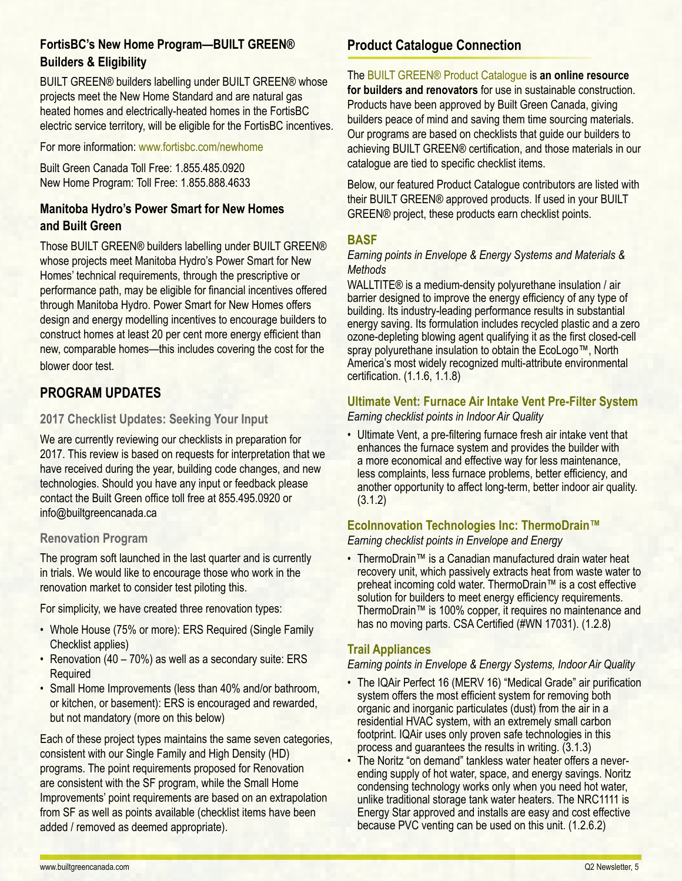### FortisBC's New Home Program—BUILT GREEN® Builders & Eligibility

BUILT GREEN® builders labelling under BUILT GREEN® whose projects meet the New Home Standard and are natural gas heated homes and electrically-heated homes in the FortisBC electric service territory, will be eligible for the FortisBC incentives.

For more information: www.fortisbc.com/newhome

Built Green Canada Toll Free: 1.855.485.0920
New Home Program: Toll Free: 1.855.888.4633

### Manitoba Hydro's Power Smart for New Homes and Built Green

Those BUILT GREEN® builders labelling under BUILT GREEN® whose projects meet Manitoba Hydro's Power Smart for New Homes' technical requirements, through the prescriptive or performance path, may be eligible for financial incentives offered through Manitoba Hydro. Power Smart for New Homes offers design and energy modelling incentives to encourage builders to construct homes at least 20 per cent more energy efficient than new, comparable homes—this includes covering the cost for the blower door test.

## PROGRAM UPDATES

### 2017 Checklist Updates: Seeking Your Input

We are currently reviewing our checklists in preparation for 2017. This review is based on requests for interpretation that we have received during the year, building code changes, and new technologies. Should you have any input or feedback please contact the Built Green office toll free at 855.495.0920 or info@builtgreencanada.ca

### Renovation Program

The program soft launched in the last quarter and is currently in trials. We would like to encourage those who work in the renovation market to consider test piloting this.

For simplicity, we have created three renovation types:

- Whole House (75% or more): ERS Required (Single Family Checklist applies)
- Renovation (40 – 70%) as well as a secondary suite: ERS Required
- Small Home Improvements (less than 40% and/or bathroom, or kitchen, or basement): ERS is encouraged and rewarded, but not mandatory (more on this below)

Each of these project types maintains the same seven categories, consistent with our Single Family and High Density (HD) programs. The point requirements proposed for Renovation are consistent with the SF program, while the Small Home Improvements' point requirements are based on an extrapolation from SF as well as points available (checklist items have been added / removed as deemed appropriate).

## Product Catalogue Connection

The BUILT GREEN® Product Catalogue is **an online resource for builders and renovators** for use in sustainable construction. Products have been approved by Built Green Canada, giving builders peace of mind and saving them time sourcing materials. Our programs are based on checklists that guide our builders to achieving BUILT GREEN® certification, and those materials in our catalogue are tied to specific checklist items.

Below, our featured Product Catalogue contributors are listed with their BUILT GREEN® approved products. If used in your BUILT GREEN® project, these products earn checklist points.

### BASF

*Earning points in Envelope & Energy Systems and Materials & Methods*

WALLTITE® is a medium-density polyurethane insulation / air barrier designed to improve the energy efficiency of any type of building. Its industry-leading performance results in substantial energy saving. Its formulation includes recycled plastic and a zero ozone-depleting blowing agent qualifying it as the first closed-cell spray polyurethane insulation to obtain the EcoLogo™, North America's most widely recognized multi-attribute environmental certification. (1.1.6, 1.1.8)

### Ultimate Vent: Furnace Air Intake Vent Pre-Filter System

*Earning checklist points in Indoor Air Quality*

- Ultimate Vent, a pre-filtering furnace fresh air intake vent that enhances the furnace system and provides the builder with a more economical and effective way for less maintenance, less complaints, less furnace problems, better efficiency, and another opportunity to affect long-term, better indoor air quality. (3.1.2)

### EcoInnovation Technologies Inc: ThermoDrain™

*Earning checklist points in Envelope and Energy*

- ThermoDrain™ is a Canadian manufactured drain water heat recovery unit, which passively extracts heat from waste water to preheat incoming cold water. ThermoDrain™ is a cost effective solution for builders to meet energy efficiency requirements. ThermoDrain™ is 100% copper, it requires no maintenance and has no moving parts. CSA Certified (#WN 17031). (1.2.8)

### Trail Appliances

*Earning points in Envelope & Energy Systems, Indoor Air Quality*

- The IQAir Perfect 16 (MERV 16) "Medical Grade" air purification system offers the most efficient system for removing both organic and inorganic particulates (dust) from the air in a residential HVAC system, with an extremely small carbon footprint. IQAir uses only proven safe technologies in this process and guarantees the results in writing. (3.1.3)
- The Noritz "on demand" tankless water heater offers a never-ending supply of hot water, space, and energy savings. Noritz condensing technology works only when you need hot water, unlike traditional storage tank water heaters. The NRC1111 is Energy Star approved and installs are easy and cost effective because PVC venting can be used on this unit. (1.2.6.2)